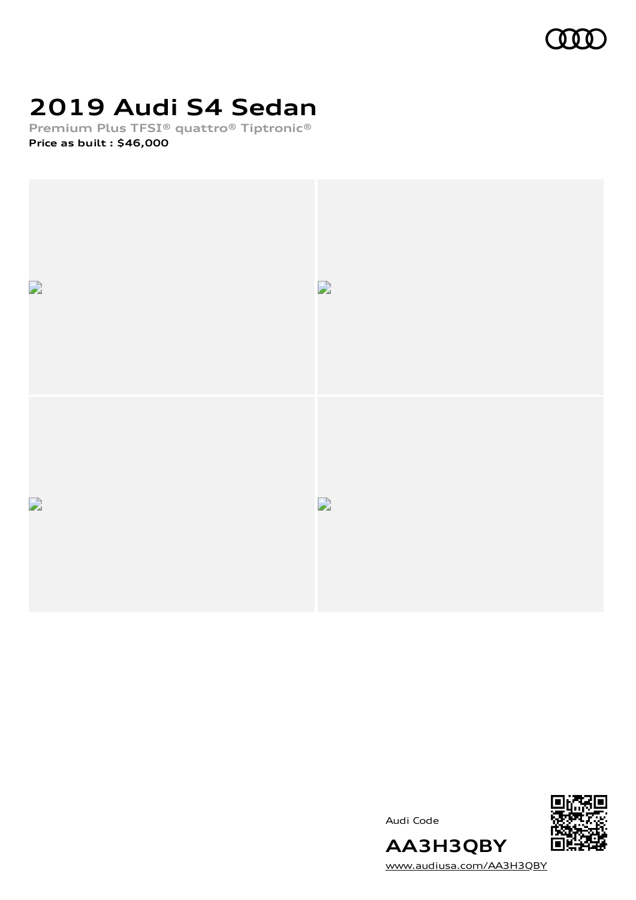# 2019 Audi S4 Sedan

Premium Plus TFSI® quattro® Tiptronic®

**Price as built : $46,000**

Audi Code

**AA3H3QBY**

www.audiusa.com/AA3H3QBY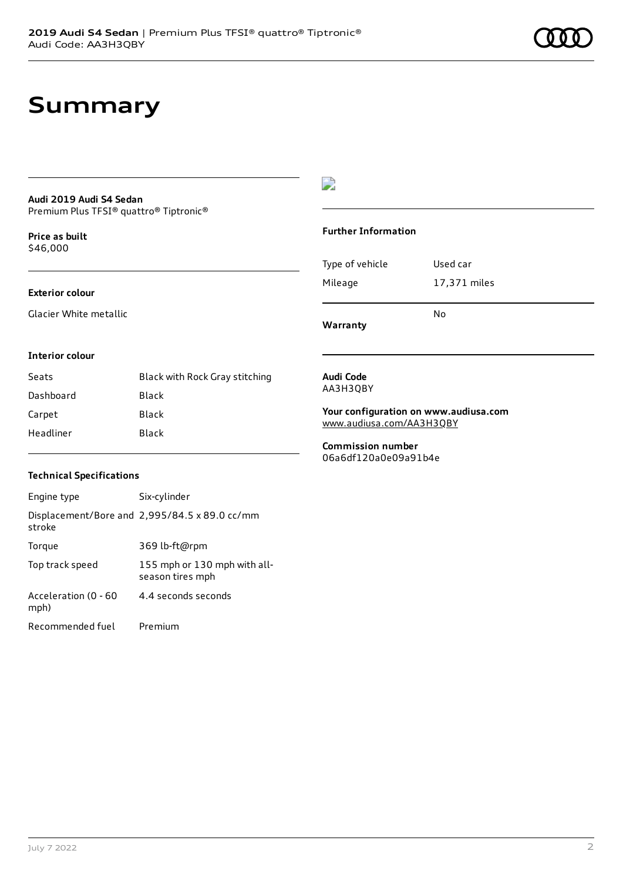# Summary

**Audi 2019 Audi S4 Sedan**
Premium Plus TFSI® quattro® Tiptronic®

**Price as built**
$46,000

**Exterior colour**

Glacier White metallic

**Interior colour**

| | |
|---|---|
| Seats | Black with Rock Gray stitching |
| Dashboard | Black |
| Carpet | Black |
| Headliner | Black |

**Technical Specifications**

| | |
|---|---|
| Engine type | Six-cylinder |
| Displacement/Bore and stroke | 2,995/84.5 x 89.0 cc/mm |
| Torque | 369 lb-ft@rpm |
| Top track speed | 155 mph or 130 mph with all-season tires mph |
| Acceleration (0 - 60 mph) | 4.4 seconds seconds |
| Recommended fuel | Premium |

**Further Information**

| | |
|---|---|
| Type of vehicle | Used car |
| Mileage | 17,371 miles |
| **Warranty** | No |

**Audi Code**
AA3H3QBY

**Your configuration on www.audiusa.com**
www.audiusa.com/AA3H3QBY

**Commission number**
06a6df120a0e09a91b4e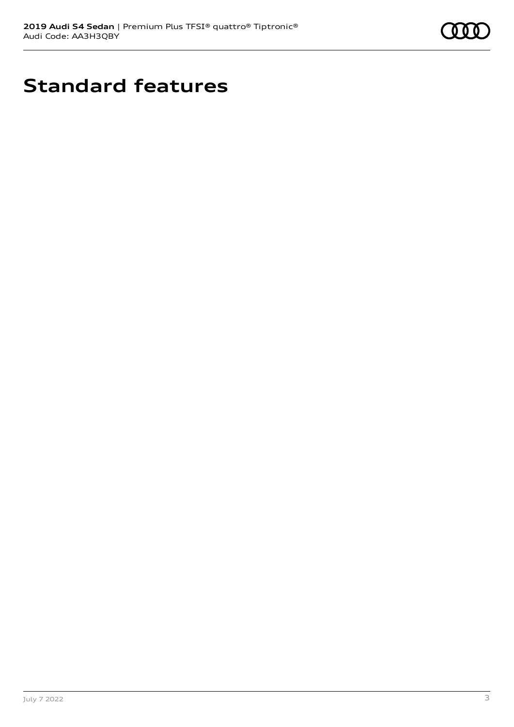# Standard features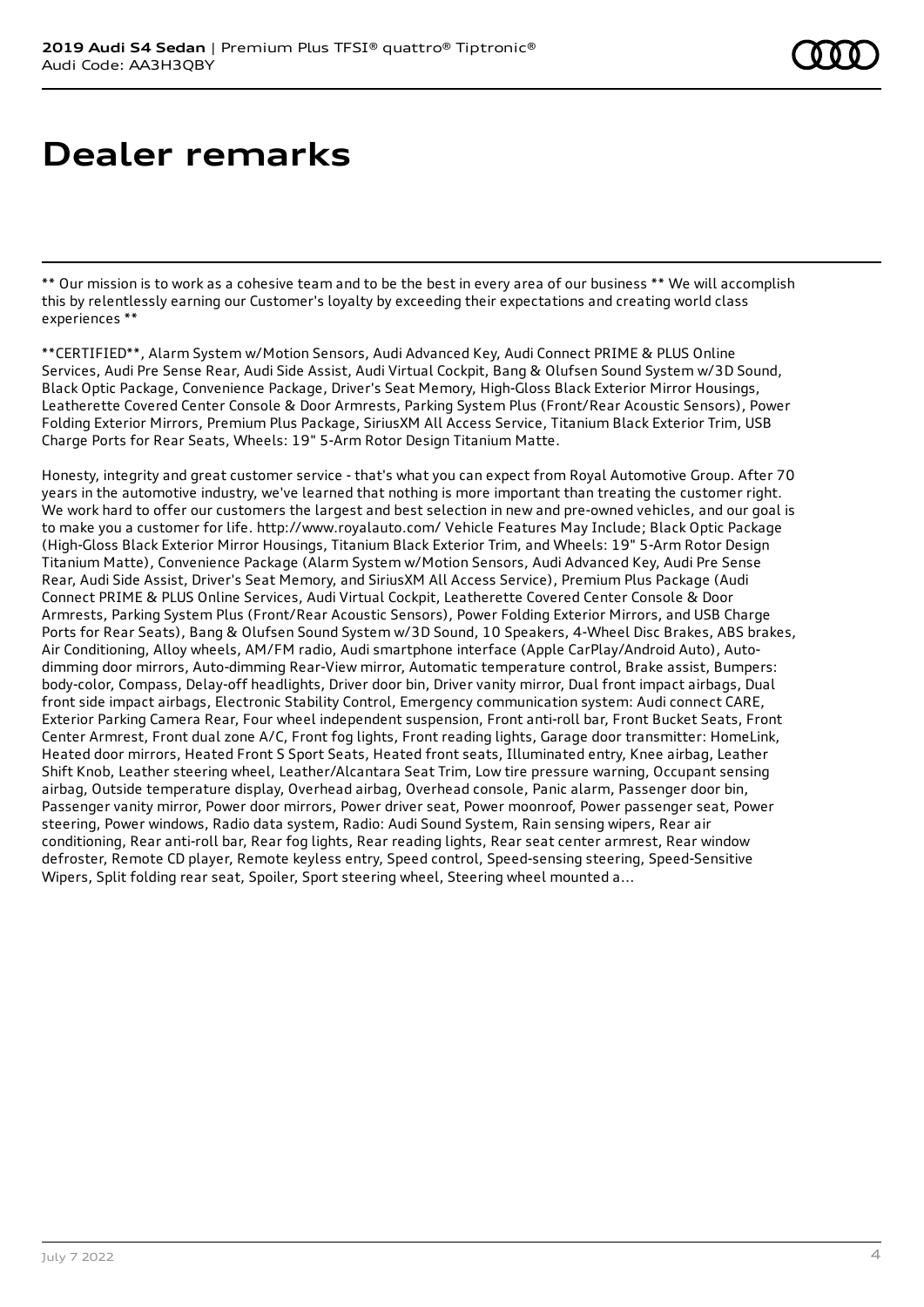# Dealer remarks

** Our mission is to work as a cohesive team and to be the best in every area of our business ** We will accomplish this by relentlessly earning our Customer's loyalty by exceeding their expectations and creating world class experiences **

**CERTIFIED**, Alarm System w/Motion Sensors, Audi Advanced Key, Audi Connect PRIME & PLUS Online Services, Audi Pre Sense Rear, Audi Side Assist, Audi Virtual Cockpit, Bang & Olufsen Sound System w/3D Sound, Black Optic Package, Convenience Package, Driver's Seat Memory, High-Gloss Black Exterior Mirror Housings, Leatherette Covered Center Console & Door Armrests, Parking System Plus (Front/Rear Acoustic Sensors), Power Folding Exterior Mirrors, Premium Plus Package, SiriusXM All Access Service, Titanium Black Exterior Trim, USB Charge Ports for Rear Seats, Wheels: 19" 5-Arm Rotor Design Titanium Matte.

Honesty, integrity and great customer service - that's what you can expect from Royal Automotive Group. After 70 years in the automotive industry, we've learned that nothing is more important than treating the customer right. We work hard to offer our customers the largest and best selection in new and pre-owned vehicles, and our goal is to make you a customer for life. http://www.royalauto.com/ Vehicle Features May Include; Black Optic Package (High-Gloss Black Exterior Mirror Housings, Titanium Black Exterior Trim, and Wheels: 19" 5-Arm Rotor Design Titanium Matte), Convenience Package (Alarm System w/Motion Sensors, Audi Advanced Key, Audi Pre Sense Rear, Audi Side Assist, Driver's Seat Memory, and SiriusXM All Access Service), Premium Plus Package (Audi Connect PRIME & PLUS Online Services, Audi Virtual Cockpit, Leatherette Covered Center Console & Door Armrests, Parking System Plus (Front/Rear Acoustic Sensors), Power Folding Exterior Mirrors, and USB Charge Ports for Rear Seats), Bang & Olufsen Sound System w/3D Sound, 10 Speakers, 4-Wheel Disc Brakes, ABS brakes, Air Conditioning, Alloy wheels, AM/FM radio, Audi smartphone interface (Apple CarPlay/Android Auto), Auto-dimming door mirrors, Auto-dimming Rear-View mirror, Automatic temperature control, Brake assist, Bumpers: body-color, Compass, Delay-off headlights, Driver door bin, Driver vanity mirror, Dual front impact airbags, Dual front side impact airbags, Electronic Stability Control, Emergency communication system: Audi connect CARE, Exterior Parking Camera Rear, Four wheel independent suspension, Front anti-roll bar, Front Bucket Seats, Front Center Armrest, Front dual zone A/C, Front fog lights, Front reading lights, Garage door transmitter: HomeLink, Heated door mirrors, Heated Front S Sport Seats, Heated front seats, Illuminated entry, Knee airbag, Leather Shift Knob, Leather steering wheel, Leather/Alcantara Seat Trim, Low tire pressure warning, Occupant sensing airbag, Outside temperature display, Overhead airbag, Overhead console, Panic alarm, Passenger door bin, Passenger vanity mirror, Power door mirrors, Power driver seat, Power moonroof, Power passenger seat, Power steering, Power windows, Radio data system, Radio: Audi Sound System, Rain sensing wipers, Rear air conditioning, Rear anti-roll bar, Rear fog lights, Rear reading lights, Rear seat center armrest, Rear window defroster, Remote CD player, Remote keyless entry, Speed control, Speed-sensing steering, Speed-Sensitive Wipers, Split folding rear seat, Spoiler, Sport steering wheel, Steering wheel mounted a...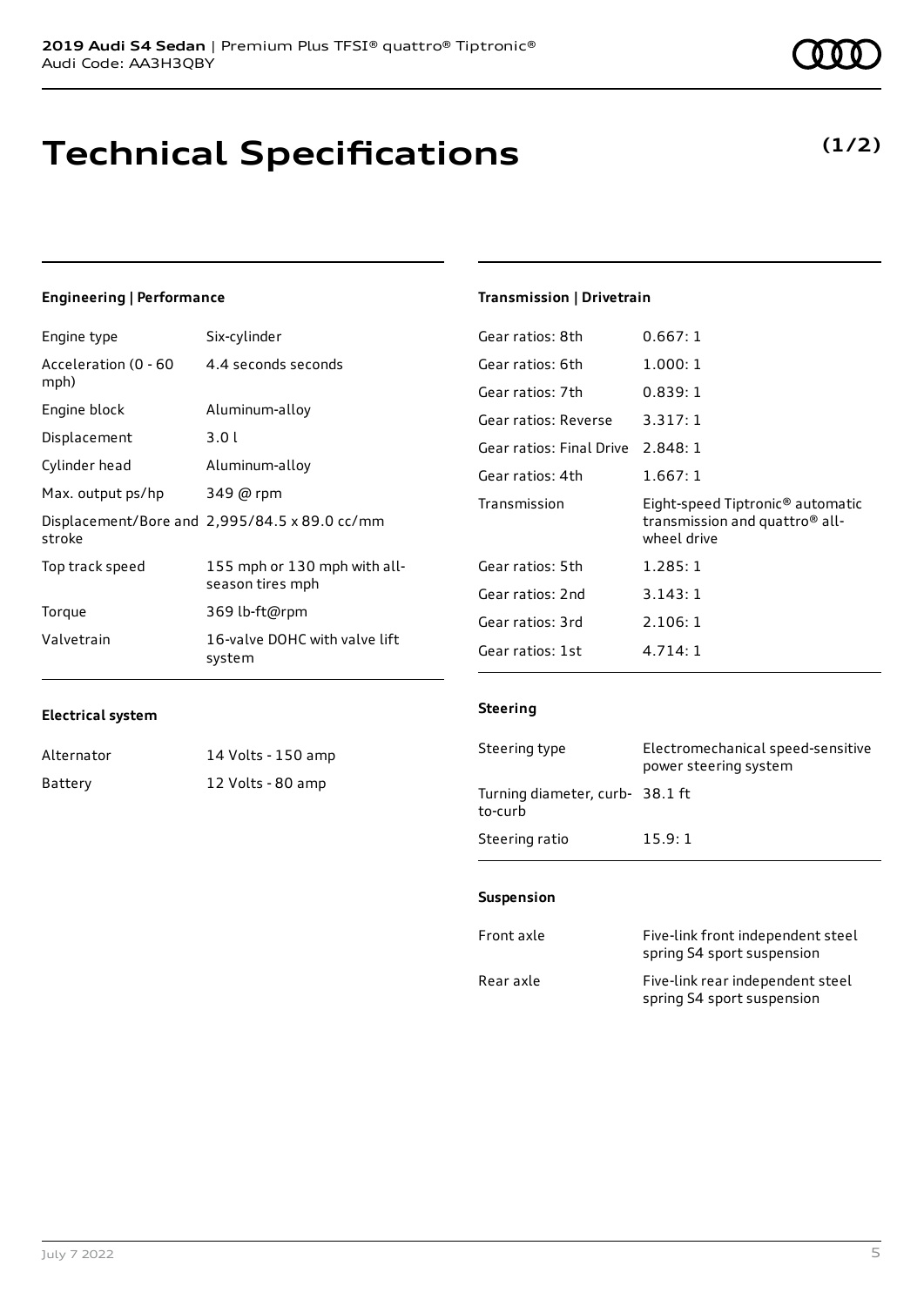# Technical Specifications

**(1/2)**

### Engineering | Performance

| | |
|---|---|
| Engine type | Six-cylinder |
| Acceleration (0 - 60 mph) | 4.4 seconds seconds |
| Engine block | Aluminum-alloy |
| Displacement | 3.0 l |
| Cylinder head | Aluminum-alloy |
| Max. output ps/hp | 349 @ rpm |
| Displacement/Bore and stroke | 2,995/84.5 x 89.0 cc/mm |
| Top track speed | 155 mph or 130 mph with all-season tires mph |
| Torque | 369 lb-ft@rpm |
| Valvetrain | 16-valve DOHC with valve lift system |

### Electrical system

| | |
|---|---|
| Alternator | 14 Volts - 150 amp |
| Battery | 12 Volts - 80 amp |

### Transmission | Drivetrain

| | |
|---|---|
| Gear ratios: 8th | 0.667: 1 |
| Gear ratios: 6th | 1.000: 1 |
| Gear ratios: 7th | 0.839: 1 |
| Gear ratios: Reverse | 3.317: 1 |
| Gear ratios: Final Drive | 2.848: 1 |
| Gear ratios: 4th | 1.667: 1 |
| Transmission | Eight-speed Tiptronic® automatic transmission and quattro® all-wheel drive |
| Gear ratios: 5th | 1.285: 1 |
| Gear ratios: 2nd | 3.143: 1 |
| Gear ratios: 3rd | 2.106: 1 |
| Gear ratios: 1st | 4.714: 1 |

### Steering

| | |
|---|---|
| Steering type | Electromechanical speed-sensitive power steering system |
| Turning diameter, curb-to-curb | 38.1 ft |
| Steering ratio | 15.9: 1 |

### Suspension

| | |
|---|---|
| Front axle | Five-link front independent steel spring S4 sport suspension |
| Rear axle | Five-link rear independent steel spring S4 sport suspension |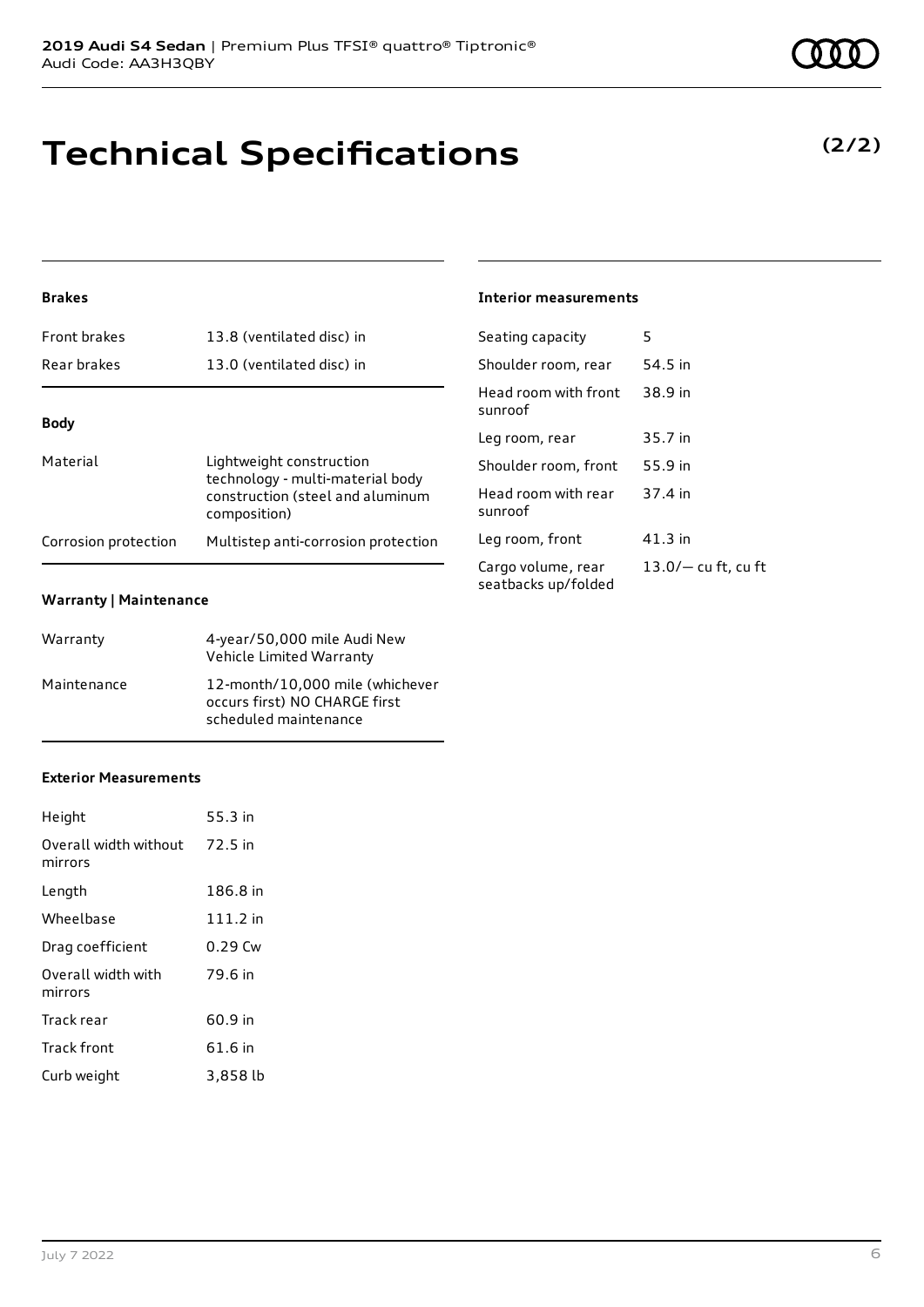# Technical Specifications

**(2/2)**

### Brakes

| | |
|---|---|
| Front brakes | 13.8 (ventilated disc) in |
| Rear brakes | 13.0 (ventilated disc) in |

### Body

| | |
|---|---|
| Material | Lightweight construction technology - multi-material body construction (steel and aluminum composition) |
| Corrosion protection | Multistep anti-corrosion protection |

### Warranty | Maintenance

| | |
|---|---|
| Warranty | 4-year/50,000 mile Audi New Vehicle Limited Warranty |
| Maintenance | 12-month/10,000 mile (whichever occurs first) NO CHARGE first scheduled maintenance |

### Exterior Measurements

| | |
|---|---|
| Height | 55.3 in |
| Overall width without mirrors | 72.5 in |
| Length | 186.8 in |
| Wheelbase | 111.2 in |
| Drag coefficient | 0.29 Cw |
| Overall width with mirrors | 79.6 in |
| Track rear | 60.9 in |
| Track front | 61.6 in |
| Curb weight | 3,858 lb |

### Interior measurements

| | |
|---|---|
| Seating capacity | 5 |
| Shoulder room, rear | 54.5 in |
| Head room with front sunroof | 38.9 in |
| Leg room, rear | 35.7 in |
| Shoulder room, front | 55.9 in |
| Head room with rear sunroof | 37.4 in |
| Leg room, front | 41.3 in |
| Cargo volume, rear seatbacks up/folded | 13.0/— cu ft, cu ft |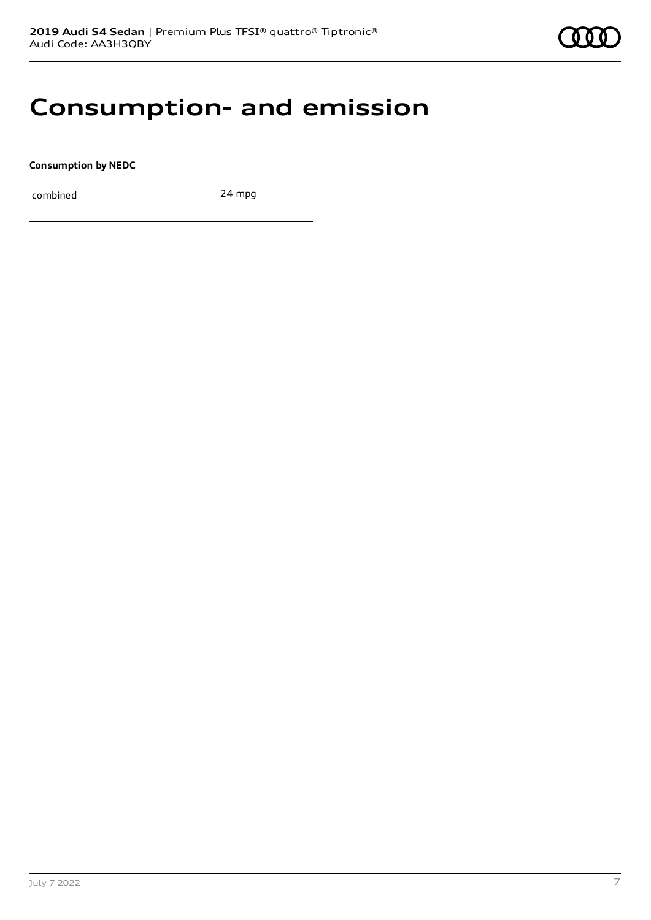# Consumption- and emission

**Consumption by NEDC**

| combined | 24 mpg |
|---|---|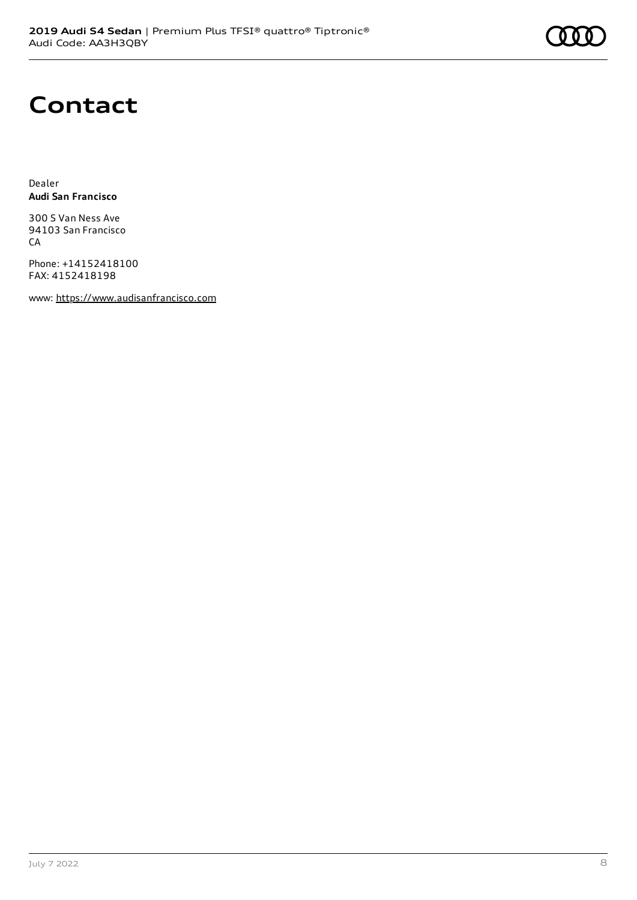# Contact

Dealer
**Audi San Francisco**

300 S Van Ness Ave
94103 San Francisco
CA

Phone: +14152418100
FAX: 4152418198

www: https://www.audisanfrancisco.com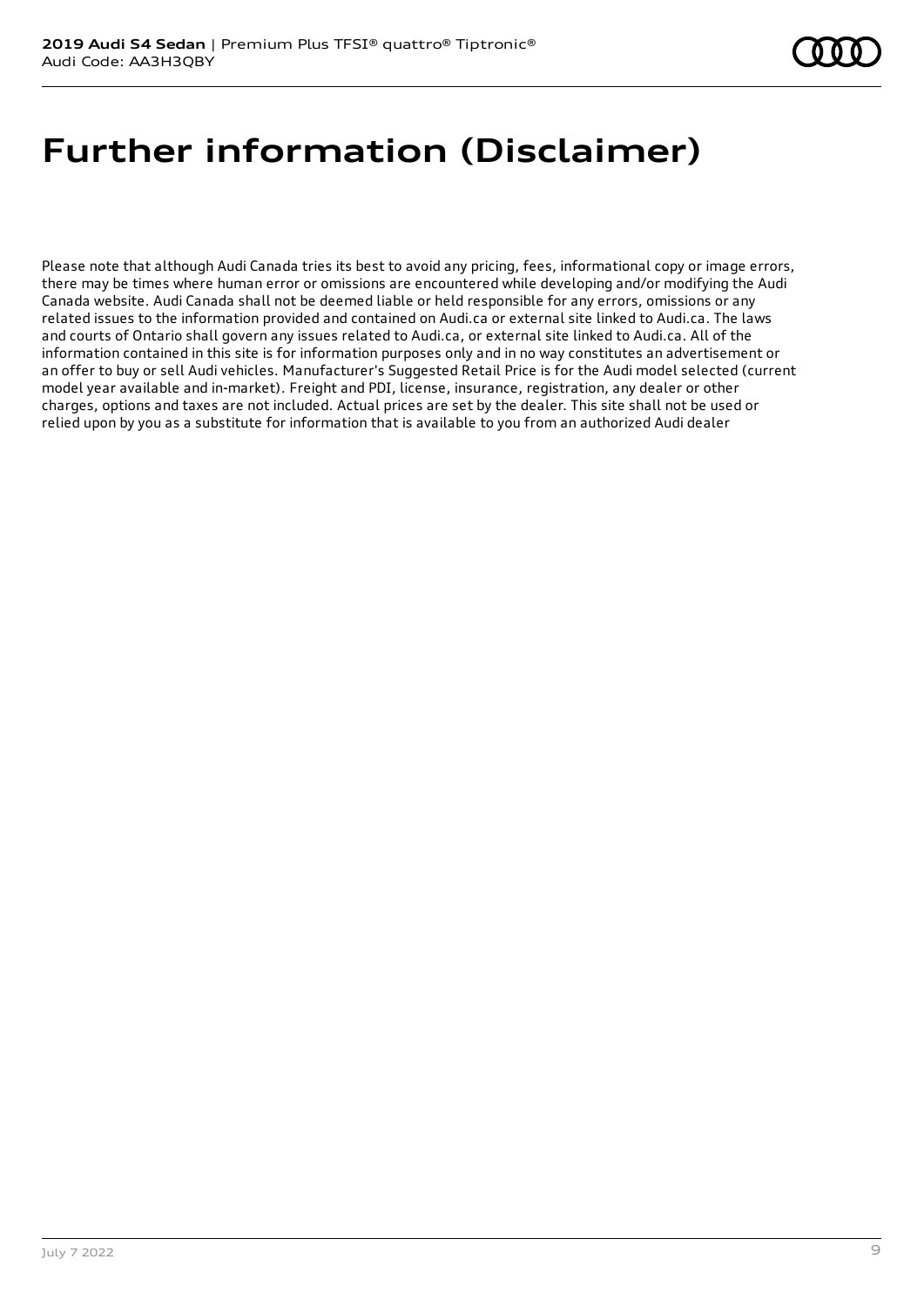# Further information (Disclaimer)

Please note that although Audi Canada tries its best to avoid any pricing, fees, informational copy or image errors, there may be times where human error or omissions are encountered while developing and/or modifying the Audi Canada website. Audi Canada shall not be deemed liable or held responsible for any errors, omissions or any related issues to the information provided and contained on Audi.ca or external site linked to Audi.ca. The laws and courts of Ontario shall govern any issues related to Audi.ca, or external site linked to Audi.ca. All of the information contained in this site is for information purposes only and in no way constitutes an advertisement or an offer to buy or sell Audi vehicles. Manufacturer's Suggested Retail Price is for the Audi model selected (current model year available and in-market). Freight and PDI, license, insurance, registration, any dealer or other charges, options and taxes are not included. Actual prices are set by the dealer. This site shall not be used or relied upon by you as a substitute for information that is available to you from an authorized Audi dealer